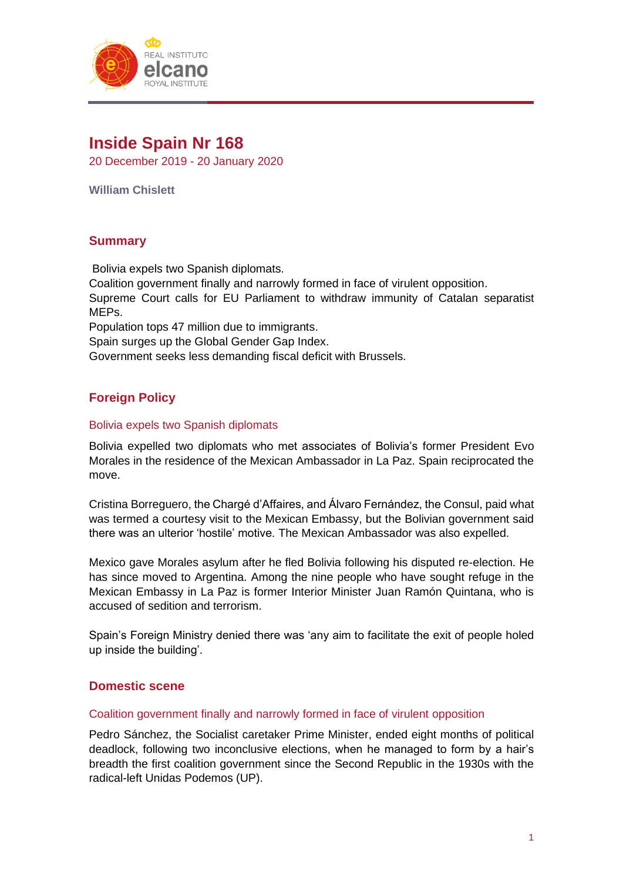# Inside Spain Nr 168

20 December 2019 - 20 January 2020

**William Chislett**

## Summary

Bolivia expels two Spanish diplomats.
Coalition government finally and narrowly formed in face of virulent opposition.
Supreme Court calls for EU Parliament to withdraw immunity of Catalan separatist MEPs.
Population tops 47 million due to immigrants.
Spain surges up the Global Gender Gap Index.
Government seeks less demanding fiscal deficit with Brussels.

## Foreign Policy

### Bolivia expels two Spanish diplomats

Bolivia expelled two diplomats who met associates of Bolivia's former President Evo Morales in the residence of the Mexican Ambassador in La Paz. Spain reciprocated the move.

Cristina Borreguero, the Chargé d'Affaires, and Álvaro Fernández, the Consul, paid what was termed a courtesy visit to the Mexican Embassy, but the Bolivian government said there was an ulterior 'hostile' motive. The Mexican Ambassador was also expelled.

Mexico gave Morales asylum after he fled Bolivia following his disputed re-election. He has since moved to Argentina. Among the nine people who have sought refuge in the Mexican Embassy in La Paz is former Interior Minister Juan Ramón Quintana, who is accused of sedition and terrorism.

Spain's Foreign Ministry denied there was 'any aim to facilitate the exit of people holed up inside the building'.

## Domestic scene

### Coalition government finally and narrowly formed in face of virulent opposition

Pedro Sánchez, the Socialist caretaker Prime Minister, ended eight months of political deadlock, following two inconclusive elections, when he managed to form by a hair's breadth the first coalition government since the Second Republic in the 1930s with the radical-left Unidas Podemos (UP).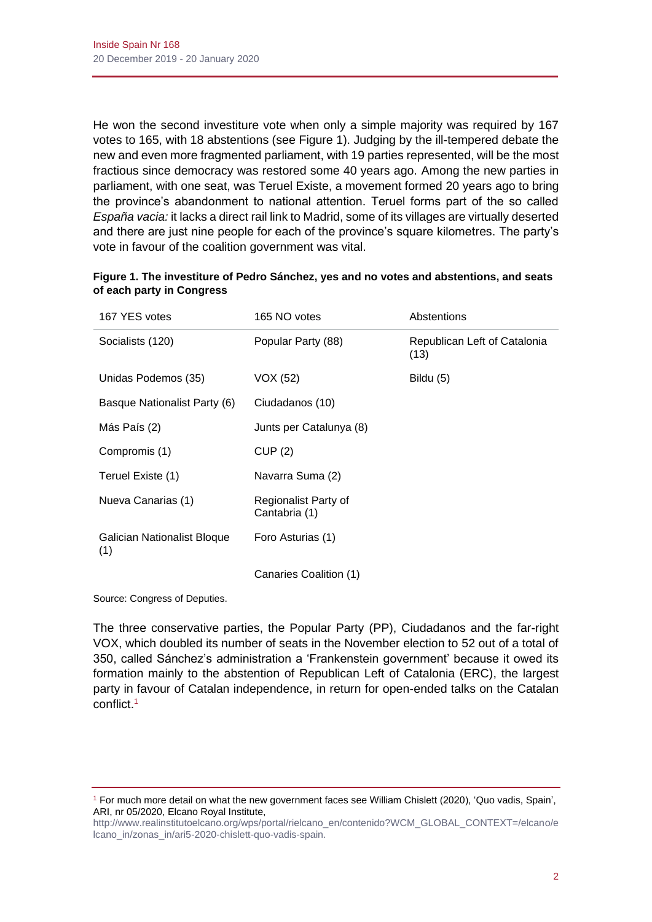He won the second investiture vote when only a simple majority was required by 167 votes to 165, with 18 abstentions (see Figure 1). Judging by the ill-tempered debate the new and even more fragmented parliament, with 19 parties represented, will be the most fractious since democracy was restored some 40 years ago. Among the new parties in parliament, with one seat, was Teruel Existe, a movement formed 20 years ago to bring the province's abandonment to national attention. Teruel forms part of the so called *España vacia:* it lacks a direct rail link to Madrid, some of its villages are virtually deserted and there are just nine people for each of the province's square kilometres. The party's vote in favour of the coalition government was vital.

**Figure 1. The investiture of Pedro Sánchez, yes and no votes and abstentions, and seats of each party in Congress**

| 167 YES votes | 165 NO votes | Abstentions |
|---|---|---|
| Socialists (120) | Popular Party (88) | Republican Left of Catalonia (13) |
| Unidas Podemos (35) | VOX (52) | Bildu (5) |
| Basque Nationalist Party (6) | Ciudadanos (10) | |
| Más País (2) | Junts per Catalunya (8) | |
| Compromis (1) | CUP (2) | |
| Teruel Existe (1) | Navarra Suma (2) | |
| Nueva Canarias (1) | Regionalist Party of Cantabria (1) | |
| Galician Nationalist Bloque (1) | Foro Asturias (1) | |
| | Canaries Coalition (1) | |

Source: Congress of Deputies.

The three conservative parties, the Popular Party (PP), Ciudadanos and the far-right VOX, which doubled its number of seats in the November election to 52 out of a total of 350, called Sánchez's administration a 'Frankenstein government' because it owed its formation mainly to the abstention of Republican Left of Catalonia (ERC), the largest party in favour of Catalan independence, in return for open-ended talks on the Catalan conflict.[1]

[1] For much more detail on what the new government faces see William Chislett (2020), 'Quo vadis, Spain', ARI, nr 05/2020, Elcano Royal Institute, http://www.realinstitutoelcano.org/wps/portal/rielcano_en/contenido?WCM_GLOBAL_CONTEXT=/elcano/elcano_in/zonas_in/ari5-2020-chislett-quo-vadis-spain.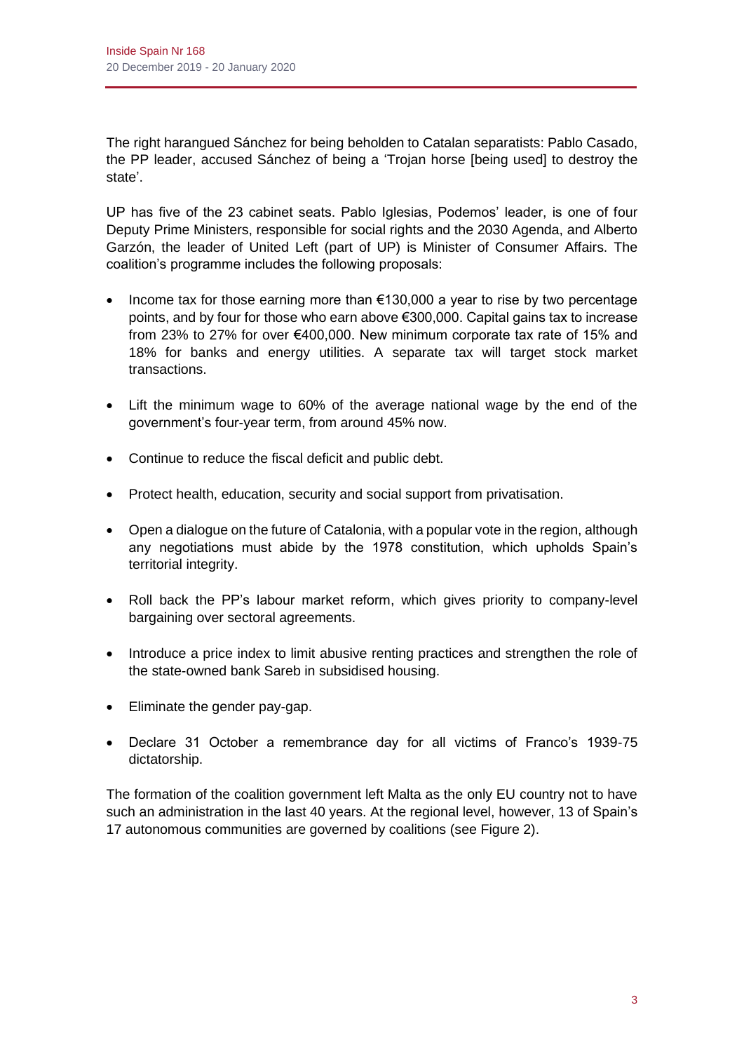The right harangued Sánchez for being beholden to Catalan separatists: Pablo Casado, the PP leader, accused Sánchez of being a 'Trojan horse [being used] to destroy the state'.

UP has five of the 23 cabinet seats. Pablo Iglesias, Podemos' leader, is one of four Deputy Prime Ministers, responsible for social rights and the 2030 Agenda, and Alberto Garzón, the leader of United Left (part of UP) is Minister of Consumer Affairs. The coalition's programme includes the following proposals:

- Income tax for those earning more than €130,000 a year to rise by two percentage points, and by four for those who earn above €300,000. Capital gains tax to increase from 23% to 27% for over €400,000. New minimum corporate tax rate of 15% and 18% for banks and energy utilities. A separate tax will target stock market transactions.
- Lift the minimum wage to 60% of the average national wage by the end of the government's four-year term, from around 45% now.
- Continue to reduce the fiscal deficit and public debt.
- Protect health, education, security and social support from privatisation.
- Open a dialogue on the future of Catalonia, with a popular vote in the region, although any negotiations must abide by the 1978 constitution, which upholds Spain's territorial integrity.
- Roll back the PP's labour market reform, which gives priority to company-level bargaining over sectoral agreements.
- Introduce a price index to limit abusive renting practices and strengthen the role of the state-owned bank Sareb in subsidised housing.
- Eliminate the gender pay-gap.
- Declare 31 October a remembrance day for all victims of Franco's 1939-75 dictatorship.

The formation of the coalition government left Malta as the only EU country not to have such an administration in the last 40 years. At the regional level, however, 13 of Spain's 17 autonomous communities are governed by coalitions (see Figure 2).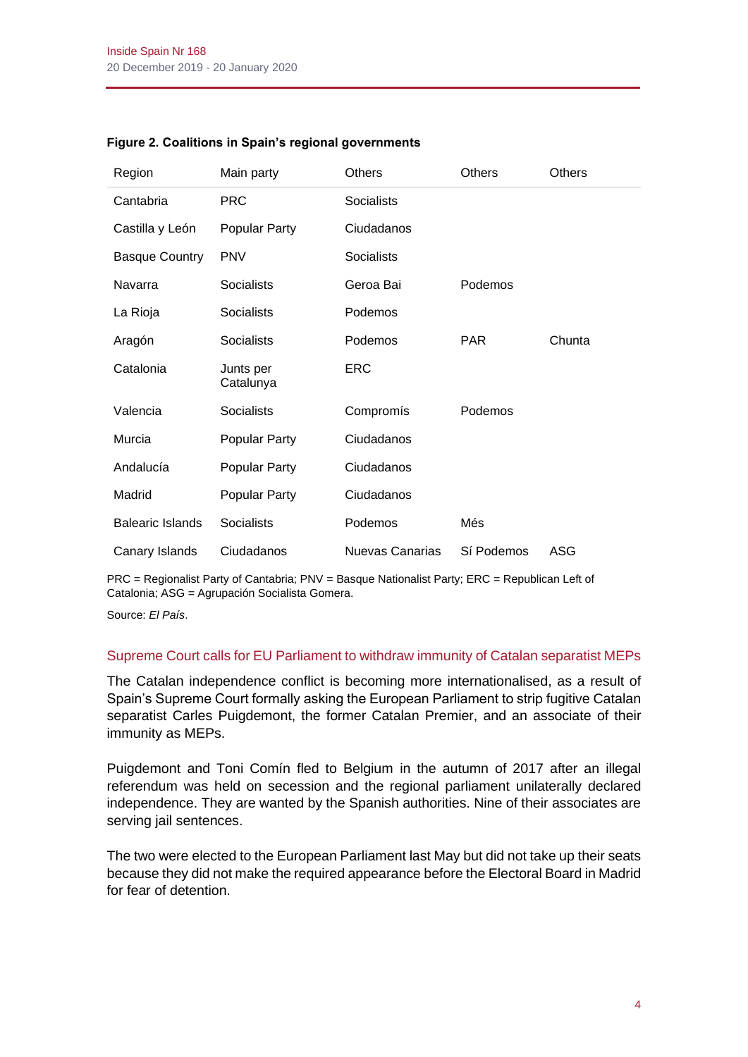**Figure 2. Coalitions in Spain's regional governments**

| Region | Main party | Others | Others | Others |
|---|---|---|---|---|
| Cantabria | PRC | Socialists | | |
| Castilla y León | Popular Party | Ciudadanos | | |
| Basque Country | PNV | Socialists | | |
| Navarra | Socialists | Geroa Bai | Podemos | |
| La Rioja | Socialists | Podemos | | |
| Aragón | Socialists | Podemos | PAR | Chunta |
| Catalonia | Junts per Catalunya | ERC | | |
| Valencia | Socialists | Compromís | Podemos | |
| Murcia | Popular Party | Ciudadanos | | |
| Andalucía | Popular Party | Ciudadanos | | |
| Madrid | Popular Party | Ciudadanos | | |
| Balearic Islands | Socialists | Podemos | Més | |
| Canary Islands | Ciudadanos | Nuevas Canarias | Sí Podemos | ASG |

PRC = Regionalist Party of Cantabria; PNV = Basque Nationalist Party; ERC = Republican Left of Catalonia; ASG = Agrupación Socialista Gomera.

Source: *El País*.

## Supreme Court calls for EU Parliament to withdraw immunity of Catalan separatist MEPs

The Catalan independence conflict is becoming more internationalised, as a result of Spain's Supreme Court formally asking the European Parliament to strip fugitive Catalan separatist Carles Puigdemont, the former Catalan Premier, and an associate of their immunity as MEPs.

Puigdemont and Toni Comín fled to Belgium in the autumn of 2017 after an illegal referendum was held on secession and the regional parliament unilaterally declared independence. They are wanted by the Spanish authorities. Nine of their associates are serving jail sentences.

The two were elected to the European Parliament last May but did not take up their seats because they did not make the required appearance before the Electoral Board in Madrid for fear of detention.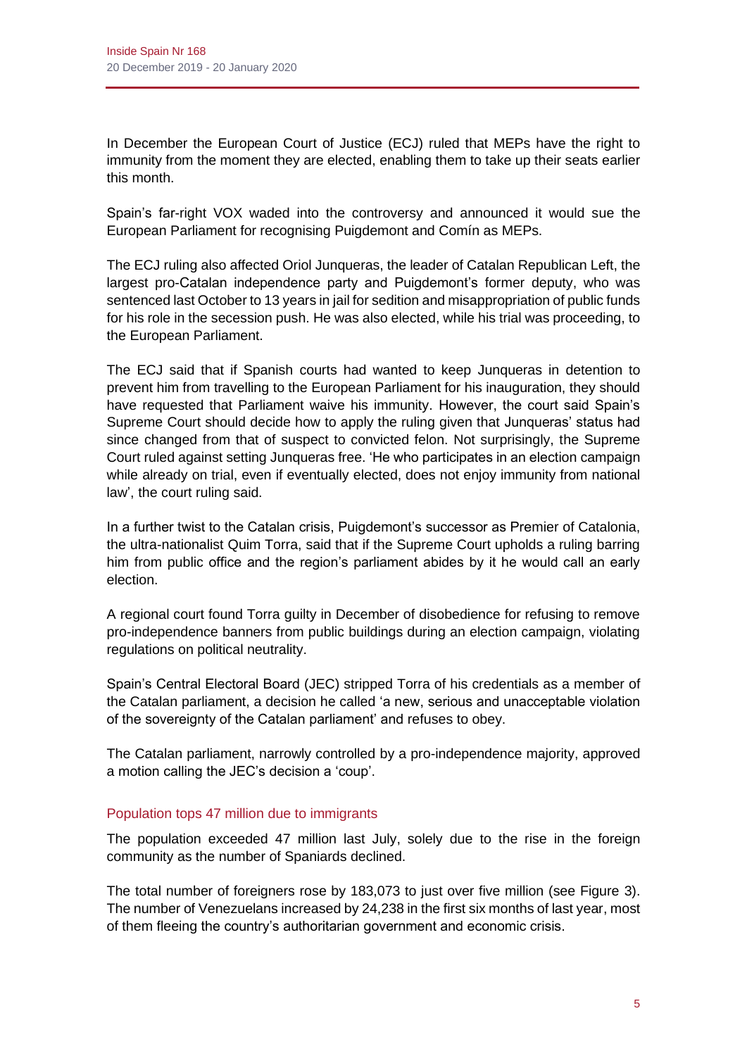In December the European Court of Justice (ECJ) ruled that MEPs have the right to immunity from the moment they are elected, enabling them to take up their seats earlier this month.

Spain's far-right VOX waded into the controversy and announced it would sue the European Parliament for recognising Puigdemont and Comín as MEPs.

The ECJ ruling also affected Oriol Junqueras, the leader of Catalan Republican Left, the largest pro-Catalan independence party and Puigdemont's former deputy, who was sentenced last October to 13 years in jail for sedition and misappropriation of public funds for his role in the secession push. He was also elected, while his trial was proceeding, to the European Parliament.

The ECJ said that if Spanish courts had wanted to keep Junqueras in detention to prevent him from travelling to the European Parliament for his inauguration, they should have requested that Parliament waive his immunity. However, the court said Spain's Supreme Court should decide how to apply the ruling given that Junqueras' status had since changed from that of suspect to convicted felon. Not surprisingly, the Supreme Court ruled against setting Junqueras free. 'He who participates in an election campaign while already on trial, even if eventually elected, does not enjoy immunity from national law', the court ruling said.

In a further twist to the Catalan crisis, Puigdemont's successor as Premier of Catalonia, the ultra-nationalist Quim Torra, said that if the Supreme Court upholds a ruling barring him from public office and the region's parliament abides by it he would call an early election.

A regional court found Torra guilty in December of disobedience for refusing to remove pro-independence banners from public buildings during an election campaign, violating regulations on political neutrality.

Spain's Central Electoral Board (JEC) stripped Torra of his credentials as a member of the Catalan parliament, a decision he called 'a new, serious and unacceptable violation of the sovereignty of the Catalan parliament' and refuses to obey.

The Catalan parliament, narrowly controlled by a pro-independence majority, approved a motion calling the JEC's decision a 'coup'.

### Population tops 47 million due to immigrants

The population exceeded 47 million last July, solely due to the rise in the foreign community as the number of Spaniards declined.

The total number of foreigners rose by 183,073 to just over five million (see Figure 3). The number of Venezuelans increased by 24,238 in the first six months of last year, most of them fleeing the country's authoritarian government and economic crisis.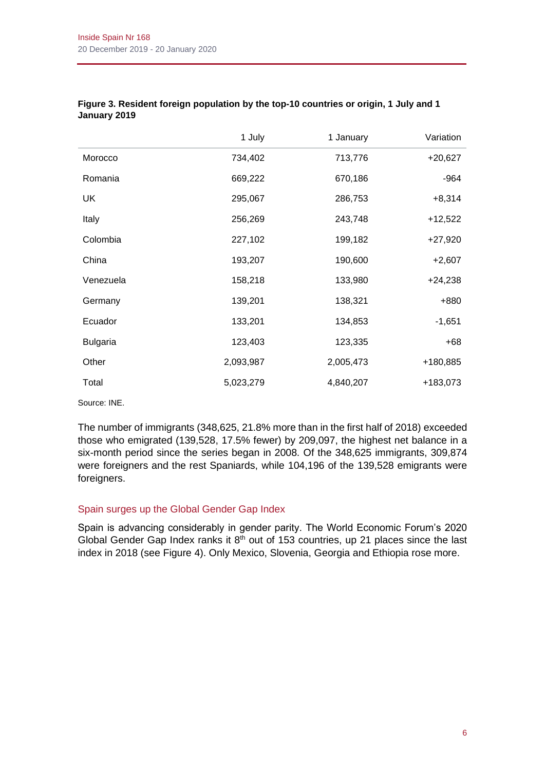**Figure 3. Resident foreign population by the top-10 countries or origin, 1 July and 1 January 2019**

| | 1 July | 1 January | Variation |
|---|---|---|---|
| Morocco | 734,402 | 713,776 | +20,627 |
| Romania | 669,222 | 670,186 | -964 |
| UK | 295,067 | 286,753 | +8,314 |
| Italy | 256,269 | 243,748 | +12,522 |
| Colombia | 227,102 | 199,182 | +27,920 |
| China | 193,207 | 190,600 | +2,607 |
| Venezuela | 158,218 | 133,980 | +24,238 |
| Germany | 139,201 | 138,321 | +880 |
| Ecuador | 133,201 | 134,853 | -1,651 |
| Bulgaria | 123,403 | 123,335 | +68 |
| Other | 2,093,987 | 2,005,473 | +180,885 |
| Total | 5,023,279 | 4,840,207 | +183,073 |

Source: INE.

The number of immigrants (348,625, 21.8% more than in the first half of 2018) exceeded those who emigrated (139,528, 17.5% fewer) by 209,097, the highest net balance in a six-month period since the series began in 2008. Of the 348,625 immigrants, 309,874 were foreigners and the rest Spaniards, while 104,196 of the 139,528 emigrants were foreigners.

## Spain surges up the Global Gender Gap Index

Spain is advancing considerably in gender parity. The World Economic Forum's 2020 Global Gender Gap Index ranks it 8th out of 153 countries, up 21 places since the last index in 2018 (see Figure 4). Only Mexico, Slovenia, Georgia and Ethiopia rose more.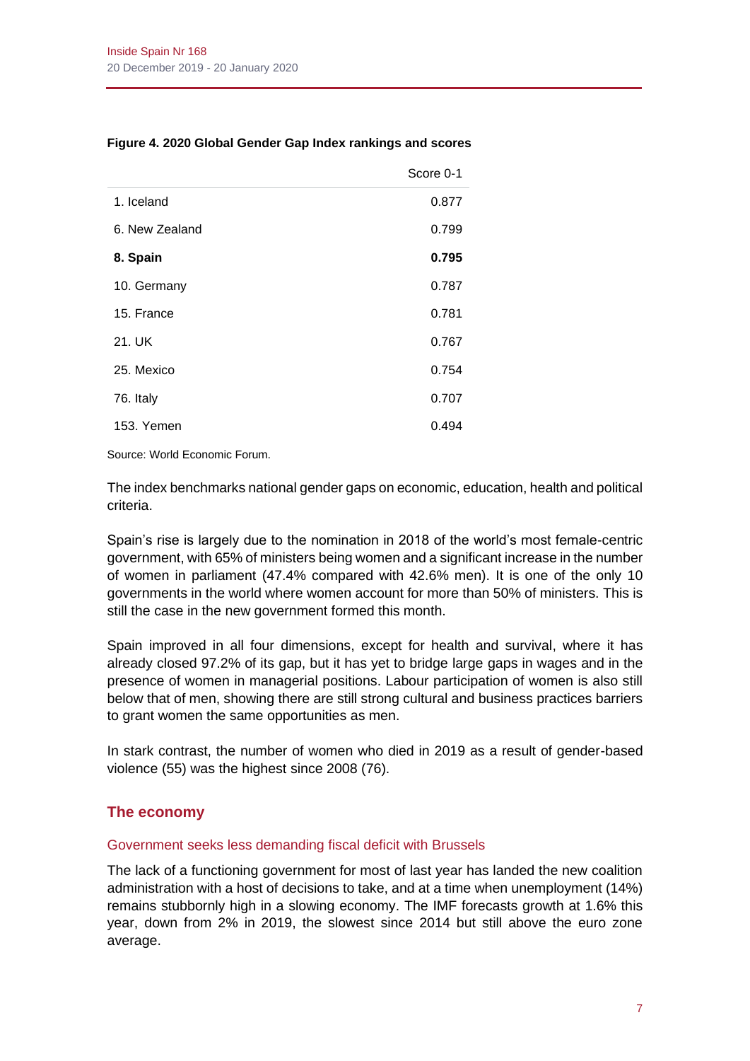**Figure 4. 2020 Global Gender Gap Index rankings and scores**

| | Score 0-1 |
|---|---|
| 1. Iceland | 0.877 |
| 6. New Zealand | 0.799 |
| **8. Spain** | **0.795** |
| 10. Germany | 0.787 |
| 15. France | 0.781 |
| 21. UK | 0.767 |
| 25. Mexico | 0.754 |
| 76. Italy | 0.707 |
| 153. Yemen | 0.494 |

Source: World Economic Forum.

The index benchmarks national gender gaps on economic, education, health and political criteria.

Spain's rise is largely due to the nomination in 2018 of the world's most female-centric government, with 65% of ministers being women and a significant increase in the number of women in parliament (47.4% compared with 42.6% men). It is one of the only 10 governments in the world where women account for more than 50% of ministers. This is still the case in the new government formed this month.

Spain improved in all four dimensions, except for health and survival, where it has already closed 97.2% of its gap, but it has yet to bridge large gaps in wages and in the presence of women in managerial positions. Labour participation of women is also still below that of men, showing there are still strong cultural and business practices barriers to grant women the same opportunities as men.

In stark contrast, the number of women who died in 2019 as a result of gender-based violence (55) was the highest since 2008 (76).

## The economy

### Government seeks less demanding fiscal deficit with Brussels

The lack of a functioning government for most of last year has landed the new coalition administration with a host of decisions to take, and at a time when unemployment (14%) remains stubbornly high in a slowing economy. The IMF forecasts growth at 1.6% this year, down from 2% in 2019, the slowest since 2014 but still above the euro zone average.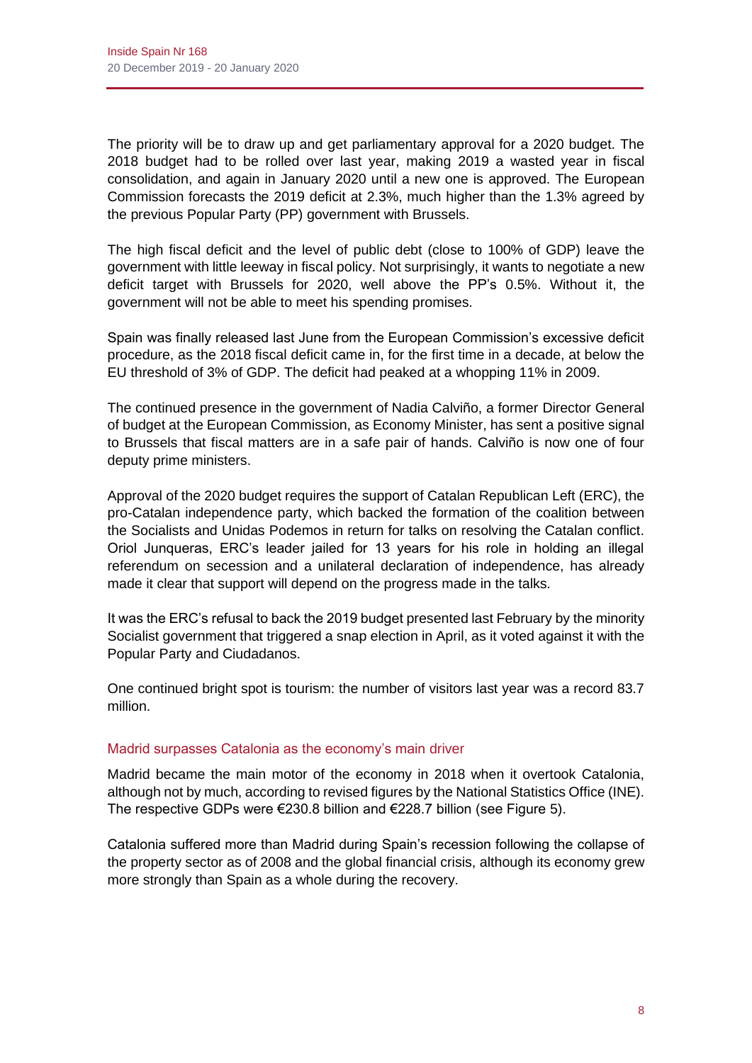The priority will be to draw up and get parliamentary approval for a 2020 budget. The 2018 budget had to be rolled over last year, making 2019 a wasted year in fiscal consolidation, and again in January 2020 until a new one is approved. The European Commission forecasts the 2019 deficit at 2.3%, much higher than the 1.3% agreed by the previous Popular Party (PP) government with Brussels.

The high fiscal deficit and the level of public debt (close to 100% of GDP) leave the government with little leeway in fiscal policy. Not surprisingly, it wants to negotiate a new deficit target with Brussels for 2020, well above the PP's 0.5%. Without it, the government will not be able to meet his spending promises.

Spain was finally released last June from the European Commission's excessive deficit procedure, as the 2018 fiscal deficit came in, for the first time in a decade, at below the EU threshold of 3% of GDP. The deficit had peaked at a whopping 11% in 2009.

The continued presence in the government of Nadia Calviño, a former Director General of budget at the European Commission, as Economy Minister, has sent a positive signal to Brussels that fiscal matters are in a safe pair of hands. Calviño is now one of four deputy prime ministers.

Approval of the 2020 budget requires the support of Catalan Republican Left (ERC), the pro-Catalan independence party, which backed the formation of the coalition between the Socialists and Unidas Podemos in return for talks on resolving the Catalan conflict. Oriol Junqueras, ERC's leader jailed for 13 years for his role in holding an illegal referendum on secession and a unilateral declaration of independence, has already made it clear that support will depend on the progress made in the talks.

It was the ERC's refusal to back the 2019 budget presented last February by the minority Socialist government that triggered a snap election in April, as it voted against it with the Popular Party and Ciudadanos.

One continued bright spot is tourism: the number of visitors last year was a record 83.7 million.

### Madrid surpasses Catalonia as the economy's main driver

Madrid became the main motor of the economy in 2018 when it overtook Catalonia, although not by much, according to revised figures by the National Statistics Office (INE). The respective GDPs were €230.8 billion and €228.7 billion (see Figure 5).

Catalonia suffered more than Madrid during Spain's recession following the collapse of the property sector as of 2008 and the global financial crisis, although its economy grew more strongly than Spain as a whole during the recovery.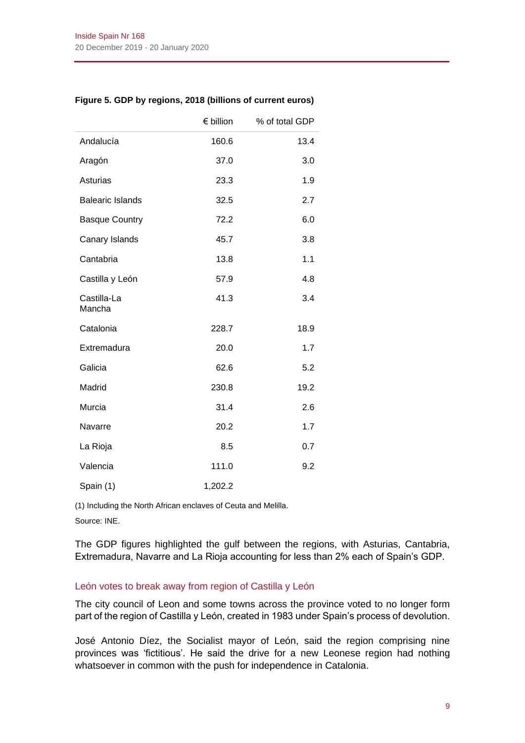**Figure 5. GDP by regions, 2018 (billions of current euros)**

| | € billion | % of total GDP |
|---|---|---|
| Andalucía | 160.6 | 13.4 |
| Aragón | 37.0 | 3.0 |
| Asturias | 23.3 | 1.9 |
| Balearic Islands | 32.5 | 2.7 |
| Basque Country | 72.2 | 6.0 |
| Canary Islands | 45.7 | 3.8 |
| Cantabria | 13.8 | 1.1 |
| Castilla y León | 57.9 | 4.8 |
| Castilla-La Mancha | 41.3 | 3.4 |
| Catalonia | 228.7 | 18.9 |
| Extremadura | 20.0 | 1.7 |
| Galicia | 62.6 | 5.2 |
| Madrid | 230.8 | 19.2 |
| Murcia | 31.4 | 2.6 |
| Navarre | 20.2 | 1.7 |
| La Rioja | 8.5 | 0.7 |
| Valencia | 111.0 | 9.2 |
| Spain (1) | 1,202.2 | |

(1) Including the North African enclaves of Ceuta and Melilla.

Source: INE.

The GDP figures highlighted the gulf between the regions, with Asturias, Cantabria, Extremadura, Navarre and La Rioja accounting for less than 2% each of Spain's GDP.

## León votes to break away from region of Castilla y León

The city council of Leon and some towns across the province voted to no longer form part of the region of Castilla y León, created in 1983 under Spain's process of devolution.

José Antonio Díez, the Socialist mayor of León, said the region comprising nine provinces was 'fictitious'. He said the drive for a new Leonese region had nothing whatsoever in common with the push for independence in Catalonia.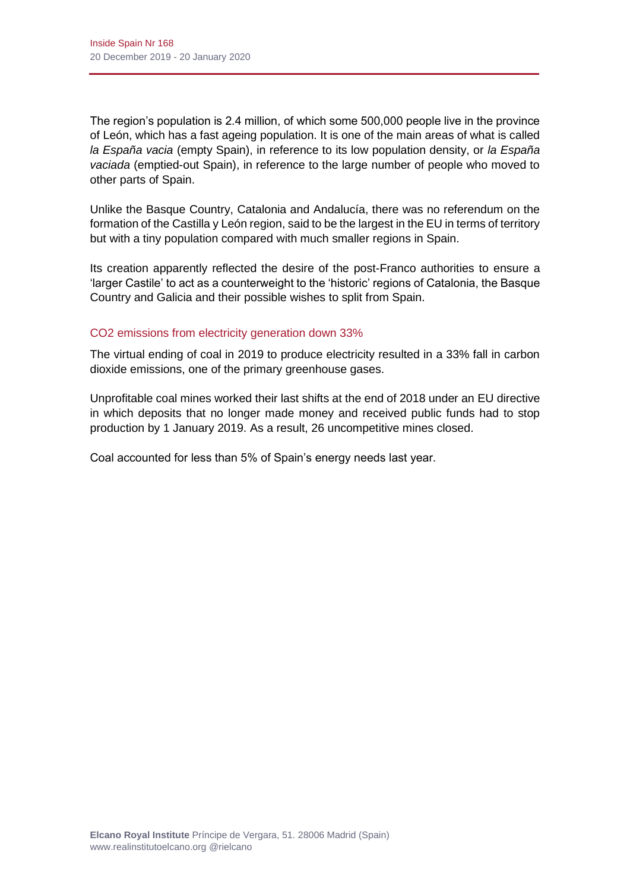The region's population is 2.4 million, of which some 500,000 people live in the province of León, which has a fast ageing population. It is one of the main areas of what is called *la España vacia* (empty Spain), in reference to its low population density, or *la España vaciada* (emptied-out Spain), in reference to the large number of people who moved to other parts of Spain.

Unlike the Basque Country, Catalonia and Andalucía, there was no referendum on the formation of the Castilla y León region, said to be the largest in the EU in terms of territory but with a tiny population compared with much smaller regions in Spain.

Its creation apparently reflected the desire of the post-Franco authorities to ensure a 'larger Castile' to act as a counterweight to the 'historic' regions of Catalonia, the Basque Country and Galicia and their possible wishes to split from Spain.

### CO2 emissions from electricity generation down 33%

The virtual ending of coal in 2019 to produce electricity resulted in a 33% fall in carbon dioxide emissions, one of the primary greenhouse gases.

Unprofitable coal mines worked their last shifts at the end of 2018 under an EU directive in which deposits that no longer made money and received public funds had to stop production by 1 January 2019. As a result, 26 uncompetitive mines closed.

Coal accounted for less than 5% of Spain's energy needs last year.